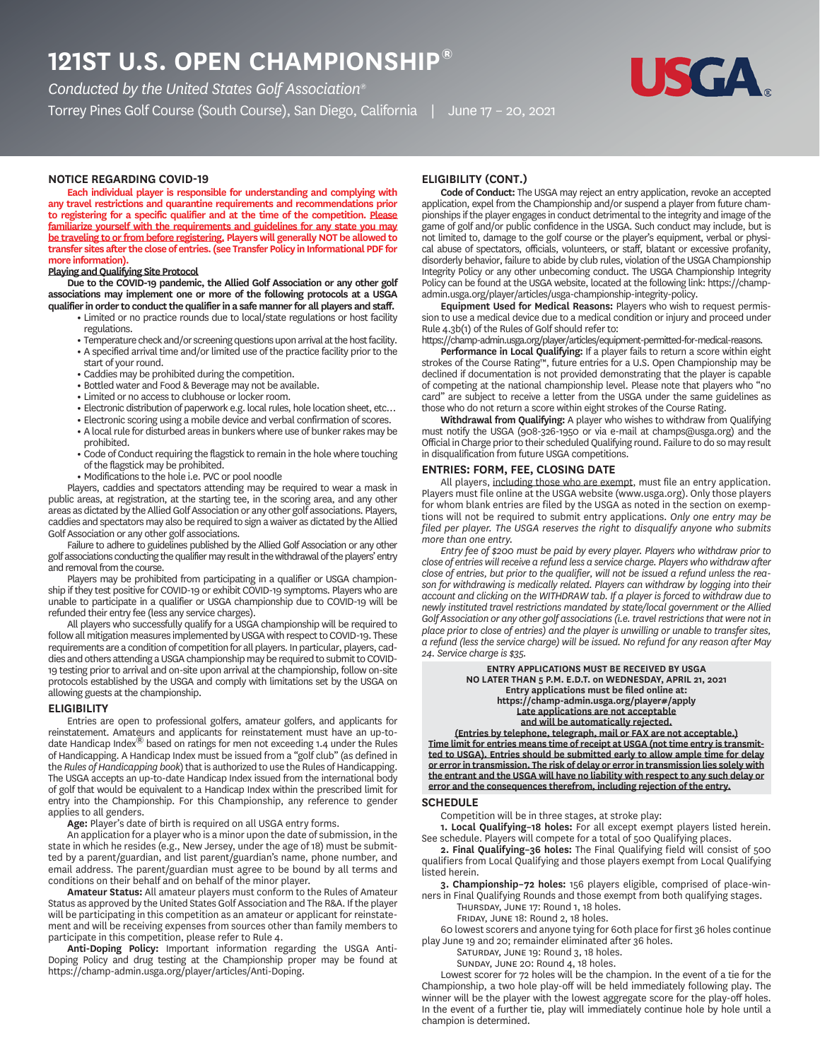# 121ST U.S. OPEN CHAMPIONSHIP®

*Conducted by the United States Golf Association®*

Torrey Pines Golf Course (South Course), San Diego, California | June 17 – 20, 2021

## NOTICE REGARDING COVID-19

**Each individual player is responsible for understanding and complying with any travel restrictions and quarantine requirements and recommendations prior to registering for a specific qualifier and at the time of the competition. Please familiarize yourself with the requirements and guidelines for any state you may be traveling to or from before registering. Players will generally NOT be allowed to transfer sites after the close of entries. (see Transfer Policy in Informational PDF for more information).**

**Playing and Qualifying Site Protocol**

**Due to the COVID-19 pandemic, the Allied Golf Association or any other golf associations may implement one or more of the following protocols at a USGA qualifier in order to conduct the qualifier in a safe manner for all players and staff.**

- Limited or no practice rounds due to local/state regulations or host facility regulations.
- Temperature check and/or screening questions upon arrival at the host facility.
- A specified arrival time and/or limited use of the practice facility prior to the start of your round.
- Caddies may be prohibited during the competition.
- Bottled water and Food & Beverage may not be available.
- Limited or no access to clubhouse or locker room.
- Electronic distribution of paperwork e.g. local rules, hole location sheet, etc…
- Electronic scoring using a mobile device and verbal confirmation of scores.
- A local rule for disturbed areas in bunkers where use of bunker rakes may be prohibited.
- Code of Conduct requiring the flagstick to remain in the hole where touching of the flagstick may be prohibited.
- Modifications to the hole i.e. PVC or pool noodle

Players, caddies and spectators attending may be required to wear a mask in public areas, at registration, at the starting tee, in the scoring area, and any other areas as dictated by the Allied Golf Association or any other golf associations. Players, caddies and spectators may also be required to sign a waiver as dictated by the Allied Golf Association or any other golf associations.

Failure to adhere to guidelines published by the Allied Golf Association or any other golf associations conducting the qualifier may result in the withdrawal of the players' entry and removal from the course.

Players may be prohibited from participating in a qualifier or USGA championship if they test positive for COVID-19 or exhibit COVID-19 symptoms. Players who are unable to participate in a qualifier or USGA championship due to COVID-19 will be refunded their entry fee (less any service charges).

All players who successfully qualify for a USGA championship will be required to follow all mitigation measures implemented by USGA with respect to COVID-19. These requirements are a condition of competition for all players. In particular, players, caddies and others attending a USGA championship may be required to submit to COVID-19 testing prior to arrival and on-site upon arrival at the championship, follow on-site protocols established by the USGA and comply with limitations set by the USGA on allowing guests at the championship.

## ELIGIBILITY

Entries are open to professional golfers, amateur golfers, and applicants for reinstatement. Amateurs and applicants for reinstatement must have an up-to-date Handicap Index® based on ratings for men not exceeding 1.4 under the Rules of Handicapping. A Handicap Index must be issued from a "golf club" (as defined in the *Rules of Handicapping book*) that is authorized to use the Rules of Handicapping. The USGA accepts an up-to-date Handicap Index issued from the international body of golf that would be equivalent to a Handicap Index within the prescribed limit for entry into the Championship. For this Championship, any reference to gender applies to all genders.

**Age:** Player's date of birth is required on all USGA entry forms.

An application for a player who is a minor upon the date of submission, in the state in which he resides (e.g., New Jersey, under the age of 18) must be submitted by a parent/guardian, and list parent/guardian's name, phone number, and email address. The parent/guardian must agree to be bound by all terms and conditions on their behalf and on behalf of the minor player.

**Amateur Status:** All amateur players must conform to the Rules of Amateur Status as approved by the United States Golf Association and The R&A. If the player will be participating in this competition as an amateur or applicant for reinstatement and will be receiving expenses from sources other than family members to participate in this competition, please refer to Rule 4.

**Anti-Doping Policy:** Important information regarding the USGA Anti-Doping Policy and drug testing at the Championship proper may be found at https://champ-admin.usga.org/player/articles/Anti-Doping.

## ELIGIBILITY (CONT.)

**Code of Conduct:** The USGA may reject an entry application, revoke an accepted application, expel from the Championship and/or suspend a player from future championships if the player engages in conduct detrimental to the integrity and image of the game of golf and/or public confidence in the USGA. Such conduct may include, but is not limited to, damage to the golf course or the player's equipment, verbal or physical abuse of spectators, officials, volunteers, or staff, blatant or excessive profanity, disorderly behavior, failure to abide by club rules, violation of the USGA Championship Integrity Policy or any other unbecoming conduct. The USGA Championship Integrity Policy can be found at the USGA website, located at the following link: https://champ-admin.usga.org/player/articles/usga-championship-integrity-policy.

**Equipment Used for Medical Reasons:** Players who wish to request permission to use a medical device due to a medical condition or injury and proceed under Rule 4.3b(1) of the Rules of Golf should refer to:
https://champ-admin.usga.org/player/articles/equipment-permitted-for-medical-reasons.

**Performance in Local Qualifying:** If a player fails to return a score within eight strokes of the Course Rating™, future entries for a U.S. Open Championship may be declined if documentation is not provided demonstrating that the player is capable of competing at the national championship level. Please note that players who "no card" are subject to receive a letter from the USGA under the same guidelines as those who do not return a score within eight strokes of the Course Rating.

**Withdrawal from Qualifying:** A player who wishes to withdraw from Qualifying must notify the USGA (908-326-1950 or via e-mail at champs@usga.org) and the Official in Charge prior to their scheduled Qualifying round. Failure to do so may result in disqualification from future USGA competitions.

## ENTRIES: FORM, FEE, CLOSING DATE

All players, including those who are exempt, must file an entry application. Players must file online at the USGA website (www.usga.org). Only those players for whom blank entries are filed by the USGA as noted in the section on exemptions will not be required to submit entry applications. *Only one entry may be filed per player. The USGA reserves the right to disqualify anyone who submits more than one entry.*

*Entry fee of $200 must be paid by every player. Players who withdraw prior to close of entries will receive a refund less a service charge. Players who withdraw after close of entries, but prior to the qualifier, will not be issued a refund unless the reason for withdrawing is medically related. Players can withdraw by logging into their account and clicking on the WITHDRAW tab. If a player is forced to withdraw due to newly instituted travel restrictions mandated by state/local government or the Allied Golf Association or any other golf associations (i.e. travel restrictions that were not in place prior to close of entries) and the player is unwilling or unable to transfer sites, a refund (less the service charge) will be issued. No refund for any reason after May 24. Service charge is $35.*

**ENTRY APPLICATIONS MUST BE RECEIVED BY USGA NO LATER THAN 5 P.M. E.D.T. on WEDNESDAY, APRIL 21, 2021**
**Entry applications must be filed online at:**
**https://champ-admin.usga.org/player#/apply**
**Late applications are not acceptable and will be automatically rejected.**
**(Entries by telephone, telegraph, mail or FAX are not acceptable.)**
**Time limit for entries means time of receipt at USGA (not time entry is transmitted to USGA). Entries should be submitted early to allow ample time for delay or error in transmission. The risk of delay or error in transmission lies solely with the entrant and the USGA will have no liability with respect to any such delay or error and the consequences therefrom, including rejection of the entry.**

## SCHEDULE

Competition will be in three stages, at stroke play:

**1. Local Qualifying–18 holes:** For all except exempt players listed herein. See schedule. Players will compete for a total of 500 Qualifying places.

**2. Final Qualifying–36 holes:** The Final Qualifying field will consist of 500 qualifiers from Local Qualifying and those players exempt from Local Qualifying listed herein.

**3. Championship–72 holes:** 156 players eligible, comprised of place-winners in Final Qualifying Rounds and those exempt from both qualifying stages.

Thursday, June 17: Round 1, 18 holes.
Friday, June 18: Round 2, 18 holes.

60 lowest scorers and anyone tying for 60th place for first 36 holes continue play June 19 and 20; remainder eliminated after 36 holes.

Saturday, June 19: Round 3, 18 holes.
Sunday, June 20: Round 4, 18 holes.

Lowest scorer for 72 holes will be the champion. In the event of a tie for the Championship, a two hole play-off will be held immediately following play. The winner will be the player with the lowest aggregate score for the play-off holes. In the event of a further tie, play will immediately continue hole by hole until a champion is determined.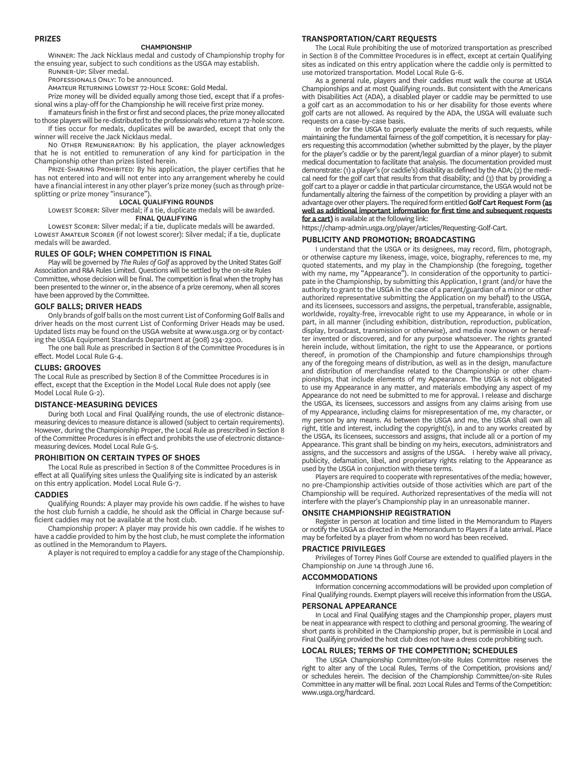## PRIZES

### CHAMPIONSHIP

Winner: The Jack Nicklaus medal and custody of Championship trophy for the ensuing year, subject to such conditions as the USGA may establish.

Runner-Up: Silver medal.

Professionals Only: To be announced.

Amateur Returning Lowest 72-Hole Score: Gold Medal.

Prize money will be divided equally among those tied, except that if a professional wins a play-off for the Championship he will receive first prize money.

If amateurs finish in the first or first and second places, the prize money allocated to those players will be re-distributed to the professionals who return a 72-hole score.

If ties occur for medals, duplicates will be awarded, except that only the winner will receive the Jack Nicklaus medal.

No Other Remuneration: By his application, the player acknowledges that he is not entitled to remuneration of any kind for participation in the Championship other than prizes listed herein.

Prize-Sharing Prohibited: By his application, the player certifies that he has not entered into and will not enter into any arrangement whereby he could have a financial interest in any other player's prize money (such as through prize-splitting or prize money "insurance").

### LOCAL QUALIFYING ROUNDS

Lowest Scorer: Silver medal; if a tie, duplicate medals will be awarded.

### FINAL QUALIFYING

Lowest Scorer: Silver medal; if a tie, duplicate medals will be awarded.
Lowest Amateur Scorer (if not lowest scorer): Silver medal; if a tie, duplicate medals will be awarded.

## RULES OF GOLF; WHEN COMPETITION IS FINAL

Play will be governed by *The Rules of Golf* as approved by the United States Golf Association and R&A Rules Limited. Questions will be settled by the on-site Rules Committee, whose decision will be final. The competition is final when the trophy has been presented to the winner or, in the absence of a prize ceremony, when all scores have been approved by the Committee.

## GOLF BALLS; DRIVER HEADS

Only brands of golf balls on the most current List of Conforming Golf Balls and driver heads on the most current List of Conforming Driver Heads may be used. Updated lists may be found on the USGA website at www.usga.org or by contacting the USGA Equipment Standards Department at (908) 234-2300.

The one ball Rule as prescribed in Section 8 of the Committee Procedures is in effect. Model Local Rule G-4.

## CLUBS: GROOVES

The Local Rule as prescribed by Section 8 of the Committee Procedures is in effect, except that the Exception in the Model Local Rule does not apply (see Model Local Rule G-2).

## DISTANCE-MEASURING DEVICES

During both Local and Final Qualifying rounds, the use of electronic distance-measuring devices to measure distance is allowed (subject to certain requirements). However, during the Championship Proper, the Local Rule as prescribed in Section 8 of the Committee Procedures is in effect and prohibits the use of electronic distance-measuring devices. Model Local Rule G-5.

## PROHIBITION ON CERTAIN TYPES OF SHOES

The Local Rule as prescribed in Section 8 of the Committee Procedures is in effect at all Qualifying sites unless the Qualifying site is indicated by an asterisk on this entry application. Model Local Rule G-7.

## CADDIES

Qualifying Rounds: A player may provide his own caddie. If he wishes to have the host club furnish a caddie, he should ask the Official in Charge because sufficient caddies may not be available at the host club.

Championship proper: A player may provide his own caddie. If he wishes to have a caddie provided to him by the host club, he must complete the information as outlined in the Memorandum to Players.

A player is not required to employ a caddie for any stage of the Championship.

## TRANSPORTATION/CART REQUESTS

The Local Rule prohibiting the use of motorized transportation as prescribed in Section 8 of the Committee Procedures is in effect, except at certain Qualifying sites as indicated on this entry application where the caddie only is permitted to use motorized transportation. Model Local Rule G-6.

As a general rule, players and their caddies must walk the course at USGA Championships and at most Qualifying rounds. But consistent with the Americans with Disabilities Act (ADA), a disabled player or caddie may be permitted to use a golf cart as an accommodation to his or her disability for those events where golf carts are not allowed. As required by the ADA, the USGA will evaluate such requests on a case-by-case basis.

In order for the USGA to properly evaluate the merits of such requests, while maintaining the fundamental fairness of the golf competition, it is necessary for players requesting this accommodation (whether submitted by the player, by the player for the player's caddie or by the parent/legal guardian of a minor player) to submit medical documentation to facilitate that analysis. The documentation provided must demonstrate: (1) a player's (or caddie's) disability as defined by the ADA; (2) the medical need for the golf cart that results from that disability; and (3) that by providing a golf cart to a player or caddie in that particular circumstance, the USGA would not be fundamentally altering the fairness of the competition by providing a player with an advantage over other players. The required form entitled **Golf Cart Request Form (as well as additional important information for first time and subsequent requests for a cart)** is available at the following link:
https://champ-admin.usga.org/player/articles/Requesting-Golf-Cart.

## PUBLICITY AND PROMOTION; BROADCASTING

I understand that the USGA or its designees, may record, film, photograph, or otherwise capture my likeness, image, voice, biography, references to me, my quoted statements, and my play in the Championship (the foregoing, together with my name, my "Appearance"). In consideration of the opportunity to participate in the Championship, by submitting this Application, I grant (and/or have the authority to grant to the USGA in the case of a parent/guardian of a minor or other authorized representative submitting the Application on my behalf) to the USGA, and its licensees, successors and assigns, the perpetual, transferable, assignable, worldwide, royalty-free, irrevocable right to use my Appearance, in whole or in part, in all manner (including exhibition, distribution, reproduction, publication, display, broadcast, transmission or otherwise), and media now known or hereafter invented or discovered, and for any purpose whatsoever. The rights granted herein include, without limitation, the right to use the Appearance, or portions thereof, in promotion of the Championship and future championships through any of the foregoing means of distribution, as well as in the design, manufacture and distribution of merchandise related to the Championship or other championships, that include elements of my Appearance. The USGA is not obligated to use my Appearance in any matter, and materials embodying any aspect of my Appearance do not need be submitted to me for approval. I release and discharge the USGA, its licensees, successors and assigns from any claims arising from use of my Appearance, including claims for misrepresentation of me, my character, or my person by any means. As between the USGA and me, the USGA shall own all right, title and interest, including the copyright(s), in and to any works created by the USGA, its licensees, successors and assigns, that include all or a portion of my Appearance. This grant shall be binding on my heirs, executors, administrators and assigns, and the successors and assigns of the USGA. I hereby waive all privacy, publicity, defamation, libel, and proprietary rights relating to the Appearance as used by the USGA in conjunction with these terms.

Players are required to cooperate with representatives of the media; however, no pre-Championship activities outside of those activities which are part of the Championship will be required. Authorized representatives of the media will not interfere with the player's Championship play in an unreasonable manner.

## ONSITE CHAMPIONSHIP REGISTRATION

Register in person at location and time listed in the Memorandum to Players or notify the USGA as directed in the Memorandum to Players if a late arrival. Place may be forfeited by a player from whom no word has been received.

## PRACTICE PRIVILEGES

Privileges of Torrey Pines Golf Course are extended to qualified players in the Championship on June 14 through June 16.

## ACCOMMODATIONS

Information concerning accommodations will be provided upon completion of Final Qualifying rounds. Exempt players will receive this information from the USGA.

## PERSONAL APPEARANCE

In Local and Final Qualifying stages and the Championship proper, players must be neat in appearance with respect to clothing and personal grooming. The wearing of short pants is prohibited in the Championship proper, but is permissible in Local and Final Qualifying provided the host club does not have a dress code prohibiting such.

## LOCAL RULES; TERMS OF THE COMPETITION; SCHEDULES

The USGA Championship Committee/on-site Rules Committee reserves the right to alter any of the Local Rules, Terms of the Competition, provisions and/or schedules herein. The decision of the Championship Committee/on-site Rules Committee in any matter will be final. 2021 Local Rules and Terms of the Competition: www.usga.org/hardcard.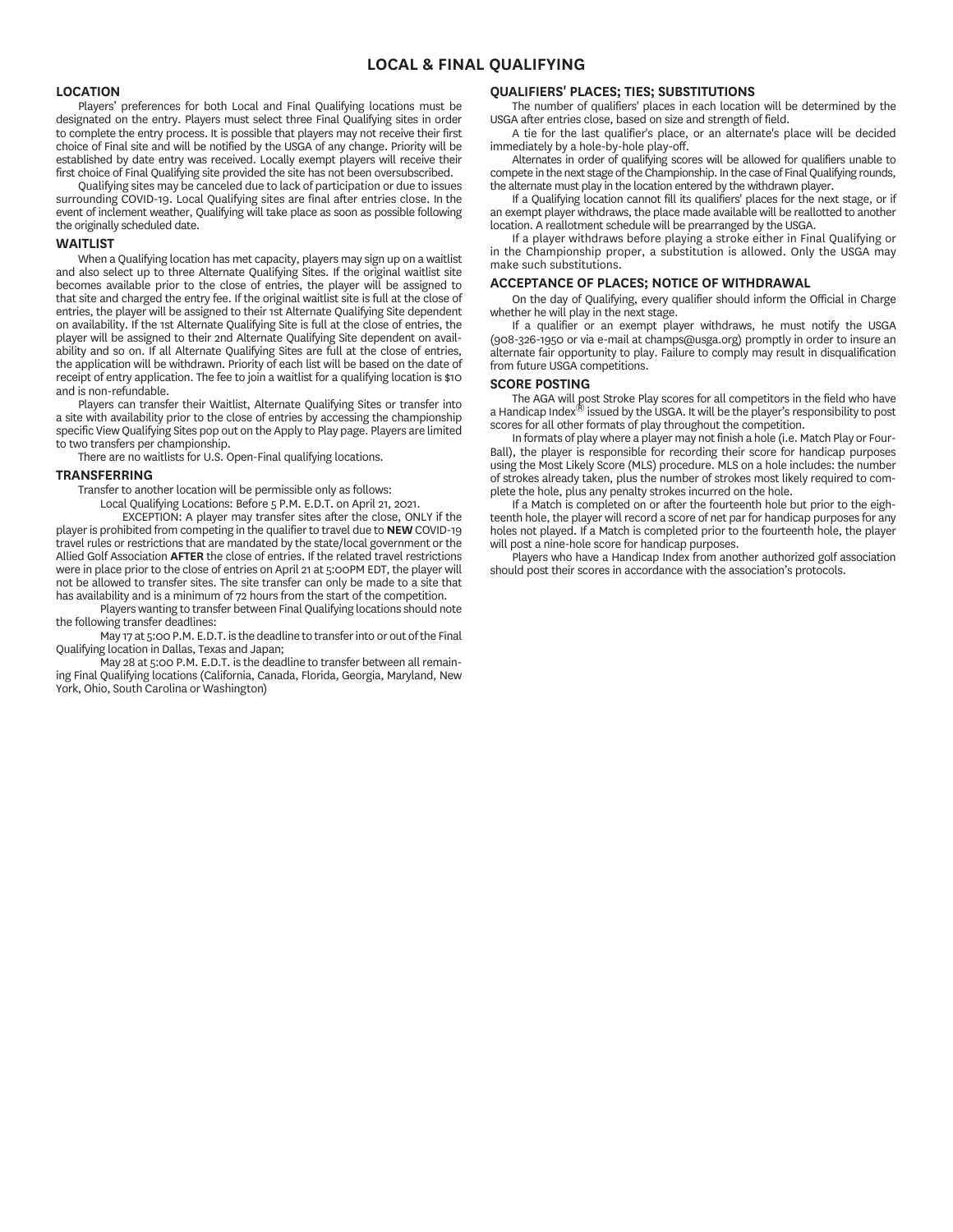# LOCAL & FINAL QUALIFYING

## LOCATION

Players' preferences for both Local and Final Qualifying locations must be designated on the entry. Players must select three Final Qualifying sites in order to complete the entry process. It is possible that players may not receive their first choice of Final site and will be notified by the USGA of any change. Priority will be established by date entry was received. Locally exempt players will receive their first choice of Final Qualifying site provided the site has not been oversubscribed.

Qualifying sites may be canceled due to lack of participation or due to issues surrounding COVID-19. Local Qualifying sites are final after entries close. In the event of inclement weather, Qualifying will take place as soon as possible following the originally scheduled date.

## WAITLIST

When a Qualifying location has met capacity, players may sign up on a waitlist and also select up to three Alternate Qualifying Sites. If the original waitlist site becomes available prior to the close of entries, the player will be assigned to that site and charged the entry fee. If the original waitlist site is full at the close of entries, the player will be assigned to their 1st Alternate Qualifying Site dependent on availability. If the 1st Alternate Qualifying Site is full at the close of entries, the player will be assigned to their 2nd Alternate Qualifying Site dependent on availability and so on. If all Alternate Qualifying Sites are full at the close of entries, the application will be withdrawn. Priority of each list will be based on the date of receipt of entry application. The fee to join a waitlist for a qualifying location is $10 and is non-refundable.

Players can transfer their Waitlist, Alternate Qualifying Sites or transfer into a site with availability prior to the close of entries by accessing the championship specific View Qualifying Sites pop out on the Apply to Play page. Players are limited to two transfers per championship.

There are no waitlists for U.S. Open-Final qualifying locations.

## TRANSFERRING

Transfer to another location will be permissible only as follows:

Local Qualifying Locations: Before 5 P.M. E.D.T. on April 21, 2021.

EXCEPTION: A player may transfer sites after the close, ONLY if the player is prohibited from competing in the qualifier to travel due to **NEW** COVID-19 travel rules or restrictions that are mandated by the state/local government or the Allied Golf Association **AFTER** the close of entries. If the related travel restrictions were in place prior to the close of entries on April 21 at 5:00PM EDT, the player will not be allowed to transfer sites. The site transfer can only be made to a site that has availability and is a minimum of 72 hours from the start of the competition.

Players wanting to transfer between Final Qualifying locations should note the following transfer deadlines:

May 17 at 5:00 P.M. E.D.T. is the deadline to transfer into or out of the Final Qualifying location in Dallas, Texas and Japan;

May 28 at 5:00 P.M. E.D.T. is the deadline to transfer between all remaining Final Qualifying locations (California, Canada, Florida, Georgia, Maryland, New York, Ohio, South Carolina or Washington)

## QUALIFIERS' PLACES; TIES; SUBSTITUTIONS

The number of qualifiers' places in each location will be determined by the USGA after entries close, based on size and strength of field.

A tie for the last qualifier's place, or an alternate's place will be decided immediately by a hole-by-hole play-off.

Alternates in order of qualifying scores will be allowed for qualifiers unable to compete in the next stage of the Championship. In the case of Final Qualifying rounds, the alternate must play in the location entered by the withdrawn player.

If a Qualifying location cannot fill its qualifiers' places for the next stage, or if an exempt player withdraws, the place made available will be reallotted to another location. A reallotment schedule will be prearranged by the USGA.

If a player withdraws before playing a stroke either in Final Qualifying or in the Championship proper, a substitution is allowed. Only the USGA may make such substitutions.

## ACCEPTANCE OF PLACES; NOTICE OF WITHDRAWAL

On the day of Qualifying, every qualifier should inform the Official in Charge whether he will play in the next stage.

If a qualifier or an exempt player withdraws, he must notify the USGA (908-326-1950 or via e-mail at champs@usga.org) promptly in order to insure an alternate fair opportunity to play. Failure to comply may result in disqualification from future USGA competitions.

## SCORE POSTING

The AGA will post Stroke Play scores for all competitors in the field who have a Handicap Index® issued by the USGA. It will be the player's responsibility to post scores for all other formats of play throughout the competition.

In formats of play where a player may not finish a hole (i.e. Match Play or Four-Ball), the player is responsible for recording their score for handicap purposes using the Most Likely Score (MLS) procedure. MLS on a hole includes: the number of strokes already taken, plus the number of strokes most likely required to complete the hole, plus any penalty strokes incurred on the hole.

If a Match is completed on or after the fourteenth hole but prior to the eighteenth hole, the player will record a score of net par for handicap purposes for any holes not played. If a Match is completed prior to the fourteenth hole, the player will post a nine-hole score for handicap purposes.

Players who have a Handicap Index from another authorized golf association should post their scores in accordance with the association's protocols.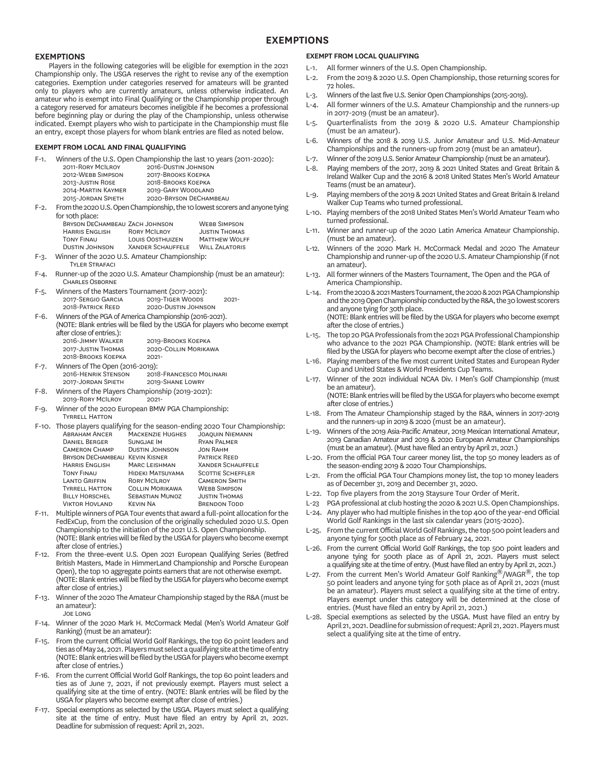# EXEMPTIONS

## EXEMPTIONS

Players in the following categories will be eligible for exemption in the 2021 Championship only. The USGA reserves the right to revise any of the exemption categories. Exemption under categories reserved for amateurs will be granted only to players who are currently amateurs, unless otherwise indicated. An amateur who is exempt into Final Qualifying or the Championship proper through a category reserved for amateurs becomes ineligible if he becomes a professional before beginning play or during the play of the Championship, unless otherwise indicated. Exempt players who wish to participate in the Championship must file an entry, except those players for whom blank entries are filed as noted below.

### EXEMPT FROM LOCAL AND FINAL QUALIFYING

F-1. Winners of the U.S. Open Championship the last 10 years (2011-2020):

| | |
|---|---|
| 2011-Rory McIlroy | 2016-Dustin Johnson |
| 2012-Webb Simpson | 2017-Brooks Koepka |
| 2013-Justin Rose | 2018-Brooks Koepka |
| 2014-Martin Kaymer | 2019-Gary Woodland |
| 2015-Jordan Spieth | 2020-Bryson DeChambeau |

F-2. From the 2020 U.S. Open Championship, the 10 lowest scorers and anyone tying for 10th place:

| | | |
|---|---|---|
| Bryson DeChambeau | Zach Johnson | Webb Simpson |
| Harris English | Rory McIlroy | Justin Thomas |
| Tony Finau | Louis Oosthuizen | Matthew Wolff |
| Dustin Johnson | Xander Schauffele | Will Zalatoris |

F-3. Winner of the 2020 U.S. Amateur Championship:
Tyler Strafaci

F-4. Runner-up of the 2020 U.S. Amateur Championship (must be an amateur):
Charles Osborne

F-5. Winners of the Masters Tournament (2017-2021):

| | | |
|---|---|---|
| 2017-Sergio Garcia | 2019-Tiger Woods | 2021- |
| 2018-Patrick Reed | 2020-Dustin Johnson | |

F-6. Winners of the PGA of America Championship (2016-2021).
(NOTE: Blank entries will be filed by the USGA for players who become exempt after the close of entries.):

| | |
|---|---|
| 2016-Jimmy Walker | 2019-Brooks Koepka |
| 2017-Justin Thomas | 2020-Collin Morikawa |
| 2018-Brooks Koepka | 2021- |

F-7. Winners of The Open (2016-2019):

| | |
|---|---|
| 2016-Henrik Stenson | 2018-Francesco Molinari |
| 2017-Jordan Spieth | 2019-Shane Lowry |

F-8. Winners of the Players Championship (2019-2021):
2019-Rory McIlroy 2021-

F-9. Winner of the 2020 European BMW PGA Championship:
Tyrrell Hatton

F-10. Those players qualifying for the season-ending 2020 Tour Championship:

| | | |
|---|---|---|
| Abraham Ancer | Mackenzie Hughes | Joaquin Niemann |
| Daniel Berger | Sungjae Im | Ryan Palmer |
| Cameron Champ | Dustin Johnson | Jon Rahm |
| Bryson DeChambeau | Kevin Kisner | Patrick Reed |
| Harris English | Marc Leishman | Xander Schauffele |
| Tony Finau | Hideki Matsuyama | Scottie Scheffler |
| Lanto Griffin | Rory McIlroy | Cameron Smith |
| Tyrrell Hatton | Collin Morikawa | Webb Simpson |
| Billy Horschel | Sebastian Munoz | Justin Thomas |
| Viktor Hovland | Kevin Na | Brendon Todd |

F-11. Multiple winners of PGA Tour events that award a full-point allocation for the FedExCup, from the conclusion of the originally scheduled 2020 U.S. Open Championship to the initiation of the 2021 U.S. Open Championship. (NOTE: Blank entries will be filed by the USGA for players who become exempt after close of entries.)

F-12. From the three-event U.S. Open 2021 European Qualifying Series (Betfred British Masters, Made in HimmerLand Championship and Porsche European Open), the top 10 aggregate points earners that are not otherwise exempt. (NOTE: Blank entries will be filed by the USGA for players who become exempt after close of entries.)

F-13. Winner of the 2020 The Amateur Championship staged by the R&A (must be an amateur):
Joe Long

F-14. Winner of the 2020 Mark H. McCormack Medal (Men's World Amateur Golf Ranking) (must be an amateur):

F-15. From the current Official World Golf Rankings, the top 60 point leaders and ties as of May 24, 2021. Players must select a qualifying site at the time of entry (NOTE: Blank entries will be filed by the USGA for players who become exempt after close of entries.)

F-16. From the current Official World Golf Rankings, the top 60 point leaders and ties as of June 7, 2021, if not previously exempt. Players must select a qualifying site at the time of entry. (NOTE: Blank entries will be filed by the USGA for players who become exempt after close of entries.)

F-17. Special exemptions as selected by the USGA. Players must select a qualifying site at the time of entry. Must have filed an entry by April 21, 2021. Deadline for submission of request: April 21, 2021.

### EXEMPT FROM LOCAL QUALIFYING

L-1. All former winners of the U.S. Open Championship.

L-2. From the 2019 & 2020 U.S. Open Championship, those returning scores for 72 holes.

L-3. Winners of the last five U.S. Senior Open Championships (2015-2019).

L-4. All former winners of the U.S. Amateur Championship and the runners-up in 2017-2019 (must be an amateur).

L-5. Quarterfinalists from the 2019 & 2020 U.S. Amateur Championship (must be an amateur).

L-6. Winners of the 2018 & 2019 U.S. Junior Amateur and U.S. Mid-Amateur Championships and the runners-up from 2019 (must be an amateur).

L-7. Winner of the 2019 U.S. Senior Amateur Championship (must be an amateur).

L-8. Playing members of the 2017, 2019 & 2021 United States and Great Britain & Ireland Walker Cup and the 2016 & 2018 United States Men's World Amateur Teams (must be an amateur).

L-9. Playing members of the 2019 & 2021 United States and Great Britain & Ireland Walker Cup Teams who turned professional.

L-10. Playing members of the 2018 United States Men's World Amateur Team who turned professional.

L-11. Winner and runner-up of the 2020 Latin America Amateur Championship. (must be an amateur).

L-12. Winners of the 2020 Mark H. McCormack Medal and 2020 The Amateur Championship and runner-up of the 2020 U.S. Amateur Championship (if not an amateur).

L-13. All former winners of the Masters Tournament, The Open and the PGA of America Championship.

L-14. From the 2020 & 2021 Masters Tournament, the 2020 & 2021 PGA Championship and the 2019 Open Championship conducted by the R&A, the 30 lowest scorers and anyone tying for 30th place.
(NOTE: Blank entries will be filed by the USGA for players who become exempt after the close of entries.)

L-15. The top 20 PGA Professionals from the 2021 PGA Professional Championship who advance to the 2021 PGA Championship. (NOTE: Blank entries will be filed by the USGA for players who become exempt after the close of entries.)

L-16. Playing members of the five most current United States and European Ryder Cup and United States & World Presidents Cup Teams.

L-17. Winner of the 2021 individual NCAA Div. I Men's Golf Championship (must be an amateur).
(NOTE: Blank entries will be filed by the USGA for players who become exempt after close of entries.)

L-18. From The Amateur Championship staged by the R&A, winners in 2017-2019 and the runners-up in 2019 & 2020 (must be an amateur).

L-19. Winners of the 2019 Asia-Pacific Amateur, 2019 Mexican International Amateur, 2019 Canadian Amateur and 2019 & 2020 European Amateur Championships (must be an amateur). (Must have filed an entry by April 21, 2021.)

L-20. From the official PGA Tour career money list, the top 50 money leaders as of the season-ending 2019 & 2020 Tour Championships.

L-21. From the official PGA Tour Champions money list, the top 10 money leaders as of December 31, 2019 and December 31, 2020.

L-22. Top five players from the 2019 Staysure Tour Order of Merit.

L-23 PGA professional at club hosting the 2020 & 2021 U.S. Open Championships.

L-24. Any player who had multiple finishes in the top 400 of the year-end Official World Golf Rankings in the last six calendar years (2015-2020).

L-25. From the current Official World Golf Rankings, the top 500 point leaders and anyone tying for 500th place as of February 24, 2021.

L-26. From the current Official World Golf Rankings, the top 500 point leaders and anyone tying for 500th place as of April 21, 2021. Players must select a qualifying site at the time of entry. (Must have filed an entry by April 21, 2021.)

L-27. From the current Men's World Amateur Golf Ranking®/WAGR®, the top 50 point leaders and anyone tying for 50th place as of April 21, 2021 (must be an amateur). Players must select a qualifying site at the time of entry. Players exempt under this category will be determined at the close of entries. (Must have filed an entry by April 21, 2021.)

L-28. Special exemptions as selected by the USGA. Must have filed an entry by April 21, 2021. Deadline for submission of request: April 21, 2021. Players must select a qualifying site at the time of entry.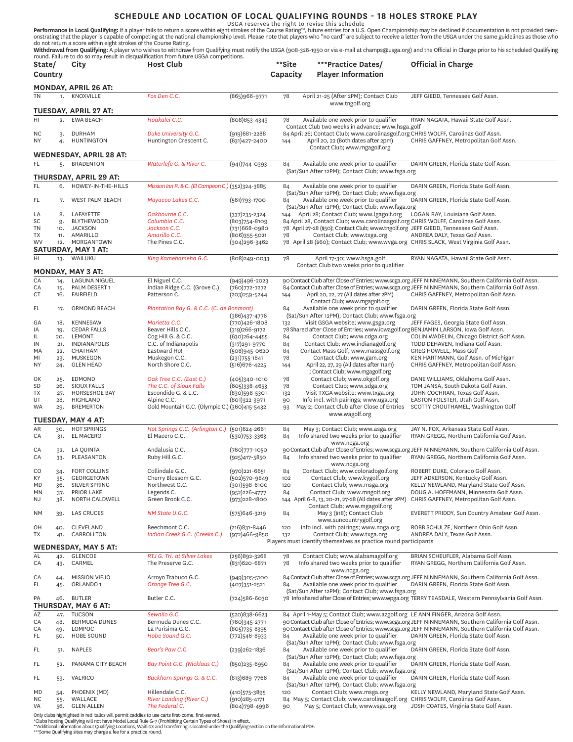## SCHEDULE AND LOCATION OF LOCAL QUALIFYING ROUNDS - 18 HOLES STROKE PLAY

USGA reserves the right to revise this schedule

**Performance in Local Qualifying:** If a player fails to return a score within eight strokes of the Course Rating™, future entries for a U.S. Open Championship may be declined if documentation is not provided demonstrating that the player is capable of competing at the national championship level. Please note that players who "no card" are subject to receive a letter from the USGA under the same guidelines as those who do not return a score within eight strokes of the Course Rating.

**Withdrawal from Qualifying:** A player who wishes to withdraw from Qualifying must notify the USGA (908-326-1950 or via e-mail at champs@usga.org) and the Official in Charge prior to his scheduled Qualifying round. Failure to do so may result in disqualification from future USGA competitions.

| State/ Country | | City | Host Club | | **Site Capacity | ***Practice Dates/ Player Information | Official in Charge |
|---|---|---|---|---|---|---|---|
| **MONDAY, APRIL 26 AT:** | | | | | | | |
| TN | 1. | KNOXVILLE | *Fox Den C.C.* | (865)966-9771 | 78 | April 21-25 (After 2PM); Contact Club www.tngolf.org | JEFF GIEDD, Tennessee Golf Assn. |
| **TUESDAY, APRIL 27 AT:** | | | | | | | |
| HI | 2. | EWA BEACH | *Hoakalei C.C.* | (808)853-4343 | 78 | Available one week prior to qualifier Contact Club two weeks in advance; www.hsga.golf | RYAN NAGATA, Hawaii State Golf Assn. |
| NC | 3. | DURHAM | *Duke University G.C.* | (919)681-2288 | 84 | April 26; Contact Club; www.carolinasgolf.org | CHRIS WOLFF, Carolinas Golf Assn. |
| NY | 4. | HUNTINGTON | Huntington Crescent C. | (631)427-2400 | 144 | April 20, 22 (Both dates after 2pm) Contact Club; www.mgagolf.org | CHRIS GAFFNEY, Metropolitan Golf Assn. |
| **WEDNESDAY, APRIL 28 AT:** | | | | | | | |
| FL | 5. | BRADENTON | *Waterlefe G. & River C.* | (941)744-0393 | 84 | Available one week prior to qualifier (Sat/Sun After 12PM); Contact Club; www.fsga.org | DARIN GREEN, Florida State Golf Assn. |
| **THURSDAY, APRIL 29 AT:** | | | | | | | |
| FL | 6. | HOWEY-IN-THE-HILLS | *Mission Inn R. & C. (El Campeon C.)* | (352)324-3885 | 84 | Available one week prior to qualifier (Sat/Sun After 12PM); Contact Club; www.fsga.org | DARIN GREEN, Florida State Golf Assn. |
| FL | 7. | WEST PALM BEACH | *Mayacoo Lakes C.C.* | (561)793-1700 | 84 | Available one week prior to qualifier (Sat/Sun After 12PM); Contact Club; www.fsga.org | DARIN GREEN, Florida State Golf Assn. |
| LA | 8. | LAFAYETTE | *Oakbourne C.C.* | (337)235-2324 | 144 | April 28; Contact Club; www.lgagolf.org | LOGAN RAY, Louisiana Golf Assn. |
| SC | 9. | BLYTHEWOOD | *Columbia C.C.* | (803)754-8109 | 84 | April 28, Contact Club; www.carolinasgolf.org | CHRIS WOLFF, Carolinas Golf Assn. |
| TN | 10. | JACKSON | *Jackson C.C.* | (731)668-0980 | 78 | April 27-28 ($50); Contact Club; www.tngolf.org | JEFF GIEDD, Tennessee Golf Assn. |
| TX | 11. | AMARILLO | *Amarillo C.C.* | (806)355-5021 | 78 | Contact Club; www.txga.org | ANDREA DALY, Texas Golf Assn. |
| WV | 12. | MORGANTOWN | The Pines C.C. | (304)296-3462 | 78 | April 28 ($60); Contact Club; www.wvga.org | CHRIS SLACK, West Virginia Golf Assn. |
| **SATURDAY, MAY 1 AT:** | | | | | | | |
| HI | 13. | WAILUKU | *King Kamehameha G.C.* | (808)249-0033 | 78 | April 17-30; www.hsga.golf Contact Club two weeks prior to qualifier | RYAN NAGATA, Hawaii State Golf Assn. |
| **MONDAY, MAY 3 AT:** | | | | | | | |
| CA | 14. | LAGUNA NIGUEL | El Niguel C.C. | (949)496-2023 | 90 | Contact Club after Close of Entries; www.scga.org | JEFF NINNEMANN, Southern California Golf Assn. |
| CA | 15. | PALM DESERT 1 | Indian Ridge C.C. (Grove C.) | (760)772-7272 | 84 | Contact Club after Close of Entries; www.scga.org | JEFF NINNEMANN, Southern California Golf Assn. |
| CT | 16. | FAIRFIELD | Patterson C. | (203)259-5244 | 144 | April 20, 22, 27 (All dates after 2PM) Contact Club; www.mgagolf.org | CHRIS GAFFNEY, Metropolitan Golf Assn. |
| FL | 17. | ORMOND BEACH | *Plantation Bay G. & C.C. (C. de Bonmont)* | (386)437-4776 | 84 | Available one week prior to qualifier (Sat/Sun After 12PM); Contact Club; www.fsga.org | DARIN GREEN, Florida State Golf Assn. |
| GA | 18. | KENNESAW | *Marietta C.C.* | (770)426-1808 | 132 | Visit GSGA website; www.gsga.org | JEFF FAGES, Georgia State Golf Assn. |
| IA | 19. | CEDAR FALLS | Beaver Hills C.C. | (319)266-9172 | 78 | Shared after Close of Entries; www.iowagolf.org | BENJAMIN LARSON, Iowa Golf Assn. |
| IL | 20. | LEMONT | Cog Hill G. & C.C. | (630)264-4455 | 84 | Contact Club; www.cdga.org | COLIN WADELIN, Chicago District Golf Assn. |
| IN | 21. | INDIANAPOLIS | C.C. of Indianapolis | (317)291-9770 | 84 | Contact Club; www.indianagolf.org | TODD DEHAVEN, Indiana Golf Assn. |
| MA | 22. | CHATHAM | Eastward Ho! | (508)945-0620 | 84 | Contact Mass Golf; www.massgolf.org | GREG HOWELL, Mass Golf |
| MI | 23. | MUSKEGON | Muskegon C.C. | (231)755-1841 | 78 | Contact Club; www.gam.org | KEN HARTMANN, Golf Assn. of Michigan |
| NY | 24. | GLEN HEAD | North Shore C.C. | (516)676-4225 | 144 | April 22, 27, 29 (All dates after 11am) ; Contact Club; www.mgagolf.org | CHRIS GAFFNEY, Metropolitan Golf Assn. |
| OK | 25. | EDMOND | *Oak Tree C.C. (East C.)* | (405)340-1010 | 78 | Contact Club; www.okgolf.org | DANE WILLIAMS, Oklahoma Golf Assn. |
| SD | 26. | SIOUX FALLS | *The C.C. of Sioux Falls* | (605)338-4653 | 78 | Contact Club; www.sdga.org | TOM JANSA, South Dakota Golf Assn. |
| TX | 27. | HORSESHOE BAY | Escondido G. & L.C. | (830)598-5301 | 132 | Visit TXGA website; www.txga.org | JOHN COCHRAN, Texas Golf Assn. |
| UT | 28. | HIGHLAND | Alpine C.C. | (801)322-3971 | 90 | Info incl. with pairings; www.uga.org | EASTON FOLSTER, Utah Golf Assn. |
| WA | 29. | BREMERTON | Gold Mountain G.C. (Olympic C.) | (360)415-5432 | 93 | May 2; Contact Club after Close of Entries www.wagolf.org | SCOTTY CROUTHAMEL, Washington Golf |
| **TUESDAY, MAY 4 AT:** | | | | | | | |
| AR | 30. | HOT SPRINGS | *Hot Springs C.C. (Arlington C.)* | (501)624-2661 | 84 | May 3; Contact Club; www.asga.org | JAY N. FOX, Arkansas State Golf Assn. |
| CA | 31. | EL MACERO | El Macero C.C. | (530)753-3363 | 84 | Info shared two weeks prior to qualifier www.ncga.org | RYAN GREGG, Northern California Golf Assn. |
| CA | 32. | LA QUINTA | Andalusia C.C. | (760)777-1050 | 90 | Contact Club after Close of Entries; www.scga.org | JEFF NINNEMANN, Southern California Golf Assn. |
| CA | 33. | PLEASANTON | Ruby Hill G.C. | (925)417-5850 | 84 | Info shared two weeks prior to qualifier www.ncga.org | RYAN GREGG, Northern California Golf Assn. |
| CO | 34. | FORT COLLINS | Collindale G.C. | (970)221-6651 | 84 | Contact Club; www.coloradogolf.org | ROBERT DUKE, Colorado Golf Assn. |
| KY | 35. | GEORGETOWN | Cherry Blossom G.C. | (502)570-9849 | 102 | Contact Club; www.kygolf.org | JEFF ADKERSON, Kentucky Golf Assn. |
| MD | 36. | SILVER SPRING | Northwest G.C. | (301)598-6100 | 120 | Contact Club; www.msga.org | KELLY NEWLAND, Maryland State Golf Assn. |
| MN | 37. | PRIOR LAKE | Legends C. | (952)226-4777 | 84 | Contact Club; www.mngolf.org | DOUG A. HOFFMANN, Minnesota Golf Assn. |
| NJ | 38. | NORTH CALDWELL | Green Brook C.C. | (973)228-1800 | 144 | April 6-8, 13, 20-21, 27-28 (All dates after 2PM) Contact Club; www.mgagolf.org | CHRIS GAFFNEY, Metropolitan Golf Assn. |
| NM | 39. | LAS CRUCES | *NM State U.G.C.* | (575)646-3219 | 84 | May 3 ($18); Contact Club www.suncountrygolf.org | EVERETT PRIDDY, Sun Country Amateur Golf Assn. |
| OH | 40. | CLEVELAND | Beechmont C.C. | (216)831-8446 | 120 | Info incl. with pairings; www.noga.org | ROBB SCHULZE, Northern Ohio Golf Assn. |
| TX | 41. | CARROLLTON | *Indian Creek G.C. (Creeks C.)* | (972)466-9850 | 132 | Contact Club; www.txga.org Players must identify themselves as practice round participants | ANDREA DALY, Texas Golf Assn. |
| **WEDNESDAY, MAY 5 AT:** | | | | | | | |
| AL | 42. | GLENCOE | *RTJ G. Trl. at Silver Lakes* | (256)892-3268 | 78 | Contact Club; www.alabamagolf.org | BRIAN SCHEUFLER, Alabama Golf Assn. |
| CA | 43. | CARMEL | The Preserve G.C. | (831)620-6871 | 78 | Info shared two weeks prior to qualifier www.ncga.org | RYAN GREGG, Northern California Golf Assn. |
| CA | 44. | MISSION VIEJO | Arroyo Trabuco G.C. | (949)305-5100 | 84 | Contact Club after Close of Entries; www.scga.org | JEFF NINNEMANN, Southern California Golf Assn. |
| FL | 45. | ORLANDO 1 | *Orange Tree G.C.* | (407)351-2521 | 84 | Available one week prior to qualifier (Sat/Sun After 12PM); Contact Club; www.fsga.org | DARIN GREEN, Florida State Golf Assn. |
| PA | 46. | BUTLER | Butler C.C. | (724)586-6030 | 78 | Info shared after Close of Entries; www.wpga.org | TERRY TEASDALE, Western Pennsylvania Golf Assn. |
| **THURSDAY, MAY 6 AT:** | | | | | | | |
| AZ | 47. | TUCSON | *Sewailo G.C.* | (520)838-6623 | 84 | April 1-May 5; Contact Club; www.azgolf.org | LE ANN FINGER, Arizona Golf Assn. |
| CA | 48. | BERMUDA DUNES | Bermuda Dunes C.C. | (760)345-2771 | 90 | Contact Club after Close of Entries; www.scga.org | JEFF NINNEMANN, Southern California Golf Assn. |
| CA | 49. | LOMPOC | La Purisima G.C. | (805)735-8395 | 90 | Contact Club after Close of Entries; www.scga.org | JEFF NINNEMANN, Southern California Golf Assn. |
| FL | 50. | HOBE SOUND | *Hobe Sound G.C.* | (772)546-8933 | 84 | Available one week prior to qualifier (Sat/Sun After 12PM); Contact Club; www.fsga.org | DARIN GREEN, Florida State Golf Assn. |
| FL | 51. | NAPLES | *Bear's Paw C.C.* | (239)262-1836 | 84 | Available one week prior to qualifier (Sat/Sun After 12PM); Contact Club; www.fsga.org | DARIN GREEN, Florida State Golf Assn. |
| FL | 52. | PANAMA CITY BEACH | *Bay Point G.C. (Nicklaus C.)* | (850)235-6950 | 84 | Available one week prior to qualifier (Sat/Sun After 12PM); Contact Club; www.fsga.org | DARIN GREEN, Florida State Golf Assn. |
| FL | 53. | VALRICO | *Buckhorn Springs G. & C.C.* | (813)689-7766 | 84 | Available one week prior to qualifier (Sat/Sun After 12PM); Contact Club; www.fsga.org | DARIN GREEN, Florida State Golf Assn. |
| MD | 54. | PHOENIX (MD) | Hillendale C.C. | (410)575-3895 | 120 | Contact Club; www.msga.org | KELLY NEWLAND, Maryland State Golf Assn. |
| NC | 55. | WALLACE | *River Landing (River C.)* | (910)285-4171 | 84 | May 5; Contact Club; www.carolinasgolf.org | CHRIS WOLFF, Carolinas Golf Assn. |
| VA | 56. | GLEN ALLEN | *The Federal C.* | (804)798-4996 | 90 | May 5; Contact Club; www.vsga.org | JOSH COATES, Virginia State Golf Assn. |

Only clubs highlighted in red italics will permit caddies to use carts first-come, first-served.

*Clubs hosting Qualifying will not have Model Local Rule G-7 (Prohibiting Certain Types of Shoes) in effect.

**Additional information about Qualifying Locations, Waitlists and Transferring is located under the Qualifying section on the Informational PDF.

***Some Qualifying sites may charge a fee for a practice round.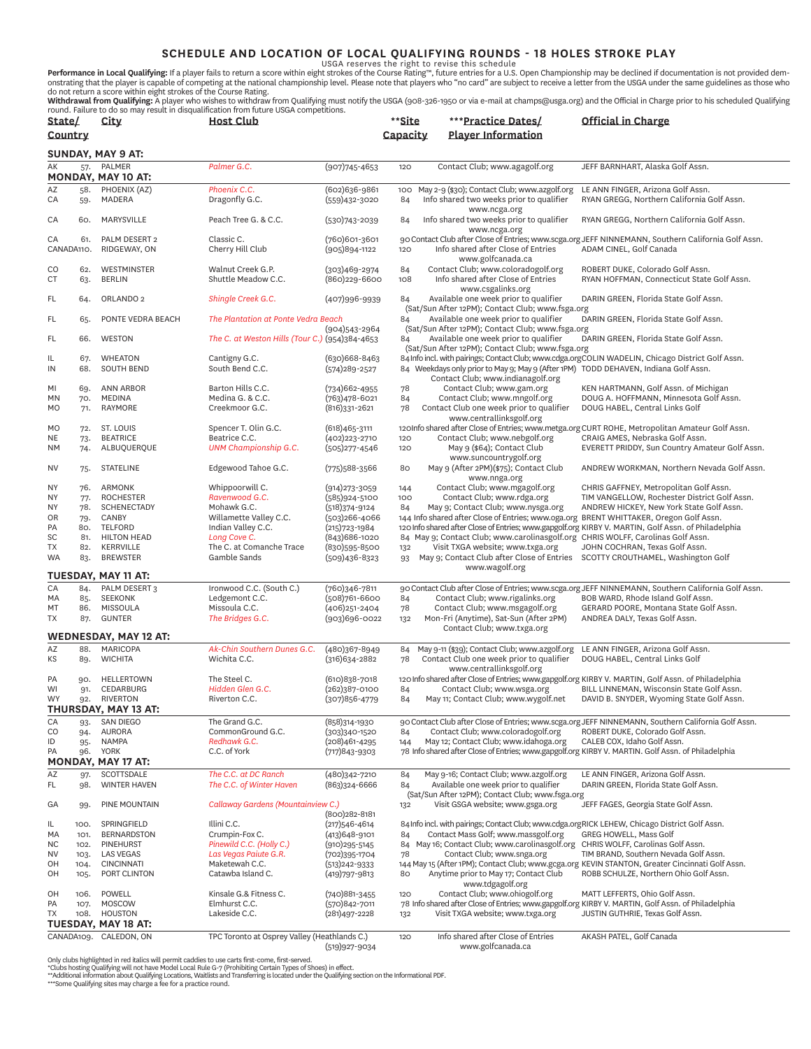# SCHEDULE AND LOCATION OF LOCAL QUALIFYING ROUNDS - 18 HOLES STROKE PLAY

USGA reserves the right to revise this schedule

**Performance in Local Qualifying:** If a player fails to return a score within eight strokes of the Course Rating™, future entries for a U.S. Open Championship may be declined if documentation is not provided demonstrating that the player is capable of competing at the national championship level. Please note that players who "no card" are subject to receive a letter from the USGA under the same guidelines as those who do not return a score within eight strokes of the Course Rating.

**Withdrawal from Qualifying:** A player who wishes to withdraw from Qualifying must notify the USGA (908-326-1950 or via e-mail at champs@usga.org) and the Official in Charge prior to his scheduled Qualifying round. Failure to do so may result in disqualification from future USGA competitions.

| State/Country | No. | City | Host Club | Phone | **Site Capacity | ***Practice Dates/Player Information | Official in Charge |
|---|---|---|---|---|---|---|---|
| **SUNDAY, MAY 9 AT:** | | | | | | | |
| AK | 57. | PALMER | *Palmer G.C.* | (907)745-4653 | 120 | Contact Club; www.agagolf.org | JEFF BARNHART, Alaska Golf Assn. |
| **MONDAY, MAY 10 AT:** | | | | | | | |
| AZ | 58. | PHOENIX (AZ) | *Phoenix C.C.* | (602)636-9861 | 100 | May 2-9 ($30); Contact Club; www.azgolf.org | LE ANN FINGER, Arizona Golf Assn. |
| CA | 59. | MADERA | Dragonfly G.C. | (559)432-3020 | 84 | Info shared two weeks prior to qualifier www.ncga.org | RYAN GREGG, Northern California Golf Assn. |
| CA | 60. | MARYSVILLE | Peach Tree G. & C.C. | (530)743-2039 | 84 | Info shared two weeks prior to qualifier www.ncga.org | RYAN GREGG, Northern California Golf Assn. |
| CA | 61. | PALM DESERT 2 | Classic C. | (760)601-3601 | 90 | Contact Club after Close of Entries; www.scga.org | JEFF NINNEMANN, Southern California Golf Assn. |
| CANADA | 110. | RIDGEWAY, ON | Cherry Hill Club | (905)894-1122 | 120 | Info shared after Close of Entries www.golfcanada.ca | ADAM CINEL, Golf Canada |
| CO | 62. | WESTMINSTER | Walnut Creek G.P. | (303)469-2974 | 84 | Contact Club; www.coloradogolf.org | ROBERT DUKE, Colorado Golf Assn. |
| CT | 63. | BERLIN | Shuttle Meadow C.C. | (860)229-6600 | 108 | Info shared after Close of Entries www.csgalinks.org | RYAN HOFFMAN, Connecticut State Golf Assn. |
| FL | 64. | ORLANDO 2 | *Shingle Creek G.C.* | (407)996-9939 | 84 | Available one week prior to qualifier (Sat/Sun After 12PM); Contact Club; www.fsga.org | DARIN GREEN, Florida State Golf Assn. |
| FL | 65. | PONTE VEDRA BEACH | *The Plantation at Ponte Vedra Beach* | (904)543-2964 | 84 | Available one week prior to qualifier (Sat/Sun After 12PM); Contact Club; www.fsga.org | DARIN GREEN, Florida State Golf Assn. |
| FL | 66. | WESTON | *The C. at Weston Hills (Tour C.)* | (954)384-4653 | 84 | Available one week prior to qualifier (Sat/Sun After 12PM); Contact Club; www.fsga.org | DARIN GREEN, Florida State Golf Assn. |
| IL | 67. | WHEATON | Cantigny G.C. | (630)668-8463 | 84 | Info incl. with pairings; Contact Club; www.cdga.org | COLIN WADELIN, Chicago District Golf Assn. |
| IN | 68. | SOUTH BEND | South Bend C.C. | (574)289-2527 | 84 | Weekdays only prior to May 9; May 9 (After 1PM) Contact Club; www.indianagolf.org | TODD DEHAVEN, Indiana Golf Assn. |
| MI | 69. | ANN ARBOR | Barton Hills C.C. | (734)662-4955 | 78 | Contact Club; www.gam.org | KEN HARTMANN, Golf Assn. of Michigan |
| MN | 70. | MEDINA | Medina G. & C.C. | (763)478-6021 | 84 | Contact Club; www.mngolf.org | DOUG A. HOFFMANN, Minnesota Golf Assn. |
| MO | 71. | RAYMORE | Creekmoor G.C. | (816)331-2621 | 78 | Contact Club one week prior to qualifier www.centrallinksgolf.org | DOUG HABEL, Central Links Golf |
| MO | 72. | ST. LOUIS | Spencer T. Olin G.C. | (618)465-3111 | 120 | Info shared after Close of Entries; www.metga.org | CURT ROHE, Metropolitan Amateur Golf Assn. |
| NE | 73. | BEATRICE | Beatrice C.C. | (402)223-2710 | 120 | Contact Club; www.nebgolf.org | CRAIG AMES, Nebraska Golf Assn. |
| NM | 74. | ALBUQUERQUE | *UNM Championship G.C.* | (505)277-4546 | 120 | May 9 ($64); Contact Club www.suncountrygolf.org | EVERETT PRIDDY, Sun Country Amateur Golf Assn. |
| NV | 75. | STATELINE | Edgewood Tahoe G.C. | (775)588-3566 | 80 | May 9 (After 2PM)($75); Contact Club www.nnga.org | ANDREW WORKMAN, Northern Nevada Golf Assn. |
| NY | 76. | ARMONK | Whippoorwill C. | (914)273-3059 | 144 | Contact Club; www.mgagolf.org | CHRIS GAFFNEY, Metropolitan Golf Assn. |
| NY | 77. | ROCHESTER | *Ravenwood G.C.* | (585)924-5100 | 100 | Contact Club; www.rdga.org | TIM VANGELLOW, Rochester District Golf Assn. |
| NY | 78. | SCHENECTADY | Mohawk G.C. | (518)374-9124 | 84 | May 9; Contact Club; www.nysga.org | ANDREW HICKEY, New York State Golf Assn. |
| OR | 79. | CANBY | Willamette Valley C.C. | (503)266-4066 | 144 | Info shared after Close of Entries; www.oga.org | BRENT WHITTAKER, Oregon Golf Assn. |
| PA | 80. | TELFORD | Indian Valley C.C. | (215)723-1984 | 120 | Info shared after Close of Entries; www.gapgolf.org | KIRBY V. MARTIN, Golf Assn. of Philadelphia |
| SC | 81. | HILTON HEAD | *Long Cove C.* | (843)686-1020 | 84 | May 9; Contact Club; www.carolinasgolf.org | CHRIS WOLFF, Carolinas Golf Assn. |
| TX | 82. | KERRVILLE | The C. at Comanche Trace | (830)595-8500 | 132 | Visit TXGA website; www.txga.org | JOHN COCHRAN, Texas Golf Assn. |
| WA | 83. | BREWSTER | Gamble Sands | (509)436-8323 | 93 | May 9; Contact Club after Close of Entries www.wagolf.org | SCOTTY CROUTHAMEL, Washington Golf |
| **TUESDAY, MAY 11 AT:** | | | | | | | |
| CA | 84. | PALM DESERT 3 | Ironwood C.C. (South C.) | (760)346-7811 | 90 | Contact Club after Close of Entries; www.scga.org | JEFF NINNEMANN, Southern California Golf Assn. |
| MA | 85. | SEEKONK | Ledgemont C.C. | (508)761-6600 | 84 | Contact Club; www.rigalinks.org | BOB WARD, Rhode Island Golf Assn. |
| MT | 86. | MISSOULA | Missoula C.C. | (406)251-2404 | 78 | Contact Club; www.msgagolf.org | GERARD POORE, Montana State Golf Assn. |
| TX | 87. | GUNTER | *The Bridges G.C.* | (903)696-0022 | 132 | Mon-Fri (Anytime), Sat-Sun (After 2PM) Contact Club; www.txga.org | ANDREA DALY, Texas Golf Assn. |
| **WEDNESDAY, MAY 12 AT:** | | | | | | | |
| AZ | 88. | MARICOPA | *Ak-Chin Southern Dunes G.C.* | (480)367-8949 | 84 | May 9-11 ($39); Contact Club; www.azgolf.org | LE ANN FINGER, Arizona Golf Assn. |
| KS | 89. | WICHITA | Wichita C.C. | (316)634-2882 | 78 | Contact Club one week prior to qualifier www.centrallinksgolf.org | DOUG HABEL, Central Links Golf |
| PA | 90. | HELLERTOWN | The Steel C. | (610)838-7018 | 120 | Info shared after Close of Entries; www.gapgolf.org | KIRBY V. MARTIN, Golf Assn. of Philadelphia |
| WI | 91. | CEDARBURG | *Hidden Glen G.C.* | (262)387-0100 | 84 | Contact Club; www.wsga.org | BILL LINNEMAN, Wisconsin State Golf Assn. |
| WY | 92. | RIVERTON | Riverton C.C. | (307)856-4779 | 84 | May 11; Contact Club; www.wygolf.net | DAVID B. SNYDER, Wyoming State Golf Assn. |
| **THURSDAY, MAY 13 AT:** | | | | | | | |
| CA | 93. | SAN DIEGO | The Grand G.C. | (858)314-1930 | 90 | Contact Club after Close of Entries; www.scga.org | JEFF NINNEMANN, Southern California Golf Assn. |
| CO | 94. | AURORA | CommonGround G.C. | (303)340-1520 | 84 | Contact Club; www.coloradogolf.org | ROBERT DUKE, Colorado Golf Assn. |
| ID | 95. | NAMPA | *Redhawk G.C.* | (208)461-4295 | 144 | May 12; Contact Club; www.idahoga.org | CALEB COX, Idaho Golf Assn. |
| PA | 96. | YORK | C.C. of York | (717)843-9303 | 78 | Info shared after Close of Entries; www.gapgolf.org | KIRBY V. MARTIN. Golf Assn. of Philadelphia |
| **MONDAY, MAY 17 AT:** | | | | | | | |
| AZ | 97. | SCOTTSDALE | *The C.C. at DC Ranch* | (480)342-7210 | 84 | May 9-16; Contact Club; www.azgolf.org | LE ANN FINGER, Arizona Golf Assn. |
| FL | 98. | WINTER HAVEN | *The C.C. of Winter Haven* | (863)324-6666 | 84 | Available one week prior to qualifier (Sat/Sun After 12PM); Contact Club; www.fsga.org | DARIN GREEN, Florida State Golf Assn. |
| GA | 99. | PINE MOUNTAIN | *Callaway Gardens (Mountainview C.)* | (800)282-8181 | 132 | Visit GSGA website; www.gsga.org | JEFF FAGES, Georgia State Golf Assn. |
| IL | 100. | SPRINGFIELD | Illini C.C. | (217)546-4614 | 84 | Info incl. with pairings; Contact Club; www.cdga.org | RICK LEHEW, Chicago District Golf Assn. |
| MA | 101. | BERNARDSTON | Crumpin-Fox C. | (413)648-9101 | 84 | Contact Mass Golf; www.massgolf.org | GREG HOWELL, Mass Golf |
| NC | 102. | PINEHURST | *Pinewild C.C. (Holly C.)* | (910)295-5145 | 84 | May 16; Contact Club; www.carolinasgolf.org | CHRIS WOLFF, Carolinas Golf Assn. |
| NV | 103. | LAS VEGAS | *Las Vegas Paiute G.R.* | (702)395-1704 | 78 | Contact Club; www.snga.org | TIM BRAND, Southern Nevada Golf Assn. |
| OH | 104. | CINCINNATI | Maketewah C.C. | (513)242-9333 | 144 | May 15 (After 1PM); Contact Club; www.gcga.org | KEVIN STANTON, Greater Cincinnati Golf Assn. |
| OH | 105. | PORT CLINTON | Catawba Island C. | (419)797-9813 | 80 | Anytime prior to May 17; Contact Club www.tdgagolf.org | ROBB SCHULZE, Northern Ohio Golf Assn. |
| OH | 106. | POWELL | Kinsale G.& Fitness C. | (740)881-3455 | 120 | Contact Club; www.ohiogolf.org | MATT LEFFERTS, Ohio Golf Assn. |
| PA | 107. | MOSCOW | Elmhurst C.C. | (570)842-7011 | 78 | Info shared after Close of Entries; www.gapgolf.org | KIRBY V. MARTIN, Golf Assn. of Philadelphia |
| TX | 108. | HOUSTON | Lakeside C.C. | (281)497-2228 | 132 | Visit TXGA website; www.txga.org | JUSTIN GUTHRIE, Texas Golf Assn. |
| **TUESDAY, MAY 18 AT:** | | | | | | | |
| CANADA | 109. | CALEDON, ON | TPC Toronto at Osprey Valley (Heathlands C.) | (519)927-9034 | 120 | Info shared after Close of Entries www.golfcanada.ca | AKASH PATEL, Golf Canada |

Only clubs highlighted in red italics will permit caddies to use carts first-come, first-served.
*Clubs hosting Qualifying will not have Model Local Rule G-7 (Prohibiting Certain Types of Shoes) in effect.
**Additional information about Qualifying Locations, Waitlists and Transferring is located under the Qualifying section on the Informational PDF.
***Some Qualifying sites may charge a fee for a practice round.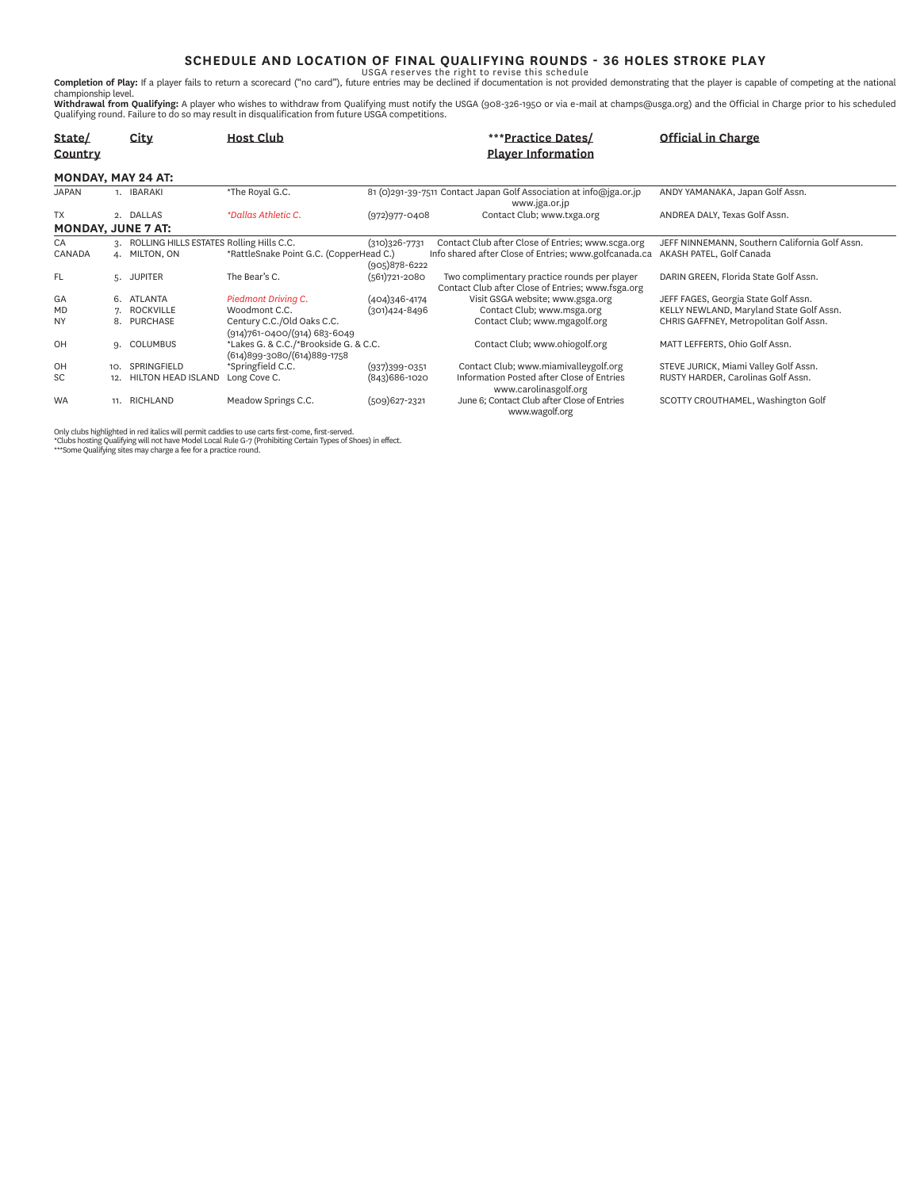## SCHEDULE AND LOCATION OF FINAL QUALIFYING ROUNDS - 36 HOLES STROKE PLAY

USGA reserves the right to revise this schedule

**Completion of Play:** If a player fails to return a scorecard ("no card"), future entries may be declined if documentation is not provided demonstrating that the player is capable of competing at the national championship level.

**Withdrawal from Qualifying:** A player who wishes to withdraw from Qualifying must notify the USGA (908-326-1950 or via e-mail at champs@usga.org) and the Official in Charge prior to his scheduled Qualifying round. Failure to do so may result in disqualification from future USGA competitions.

| State/ Country | | City | Host Club | | ***Practice Dates/ Player Information | Official in Charge |
|---|---|---|---|---|---|---|
| **MONDAY, MAY 24 AT:** | | | | | | |
| JAPAN | 1. | IBARAKI | *The Royal G.C. | 81 (0)291-39-7511 | Contact Japan Golf Association at info@jga.or.jp www.jga.or.jp | ANDY YAMANAKA, Japan Golf Assn. |
| TX | 2. | DALLAS | *\*Dallas Athletic C.* | (972)977-0408 | Contact Club; www.txga.org | ANDREA DALY, Texas Golf Assn. |
| **MONDAY, JUNE 7 AT:** | | | | | | |
| CA | 3. | ROLLING HILLS ESTATES | Rolling Hills C.C. | (310)326-7731 | Contact Club after Close of Entries; www.scga.org | JEFF NINNEMANN, Southern California Golf Assn. |
| CANADA | 4. | MILTON, ON | *RattleSnake Point G.C. (CopperHead C.) | (905)878-6222 | Info shared after Close of Entries; www.golfcanada.ca | AKASH PATEL, Golf Canada |
| FL | 5. | JUPITER | The Bear's C. | (561)721-2080 | Two complimentary practice rounds per player Contact Club after Close of Entries; www.fsga.org | DARIN GREEN, Florida State Golf Assn. |
| GA | 6. | ATLANTA | *Piedmont Driving C.* | (404)346-4174 | Visit GSGA website; www.gsga.org | JEFF FAGES, Georgia State Golf Assn. |
| MD | 7. | ROCKVILLE | Woodmont C.C. | (301)424-8496 | Contact Club; www.msga.org | KELLY NEWLAND, Maryland State Golf Assn. |
| NY | 8. | PURCHASE | Century C.C./Old Oaks C.C. (914)761-0400/(914) 683-6049 | | Contact Club; www.mgagolf.org | CHRIS GAFFNEY, Metropolitan Golf Assn. |
| OH | 9. | COLUMBUS | *Lakes G. & C.C./*Brookside G. & C.C. (614)899-3080/(614)889-1758 | | Contact Club; www.ohiogolf.org | MATT LEFFERTS, Ohio Golf Assn. |
| OH | 10. | SPRINGFIELD | *Springfield C.C. | (937)399-0351 | Contact Club; www.miamivalleygolf.org | STEVE JURICK, Miami Valley Golf Assn. |
| SC | 12. | HILTON HEAD ISLAND | Long Cove C. | (843)686-1020 | Information Posted after Close of Entries www.carolinasgolf.org | RUSTY HARDER, Carolinas Golf Assn. |
| WA | 11. | RICHLAND | Meadow Springs C.C. | (509)627-2321 | June 6; Contact Club after Close of Entries www.wagolf.org | SCOTTY CROUTHAMEL, Washington Golf |

Only clubs highlighted in red italics will permit caddies to use carts first-come, first-served.
*Clubs hosting Qualifying will not have Model Local Rule G-7 (Prohibiting Certain Types of Shoes) in effect.
***Some Qualifying sites may charge a fee for a practice round.